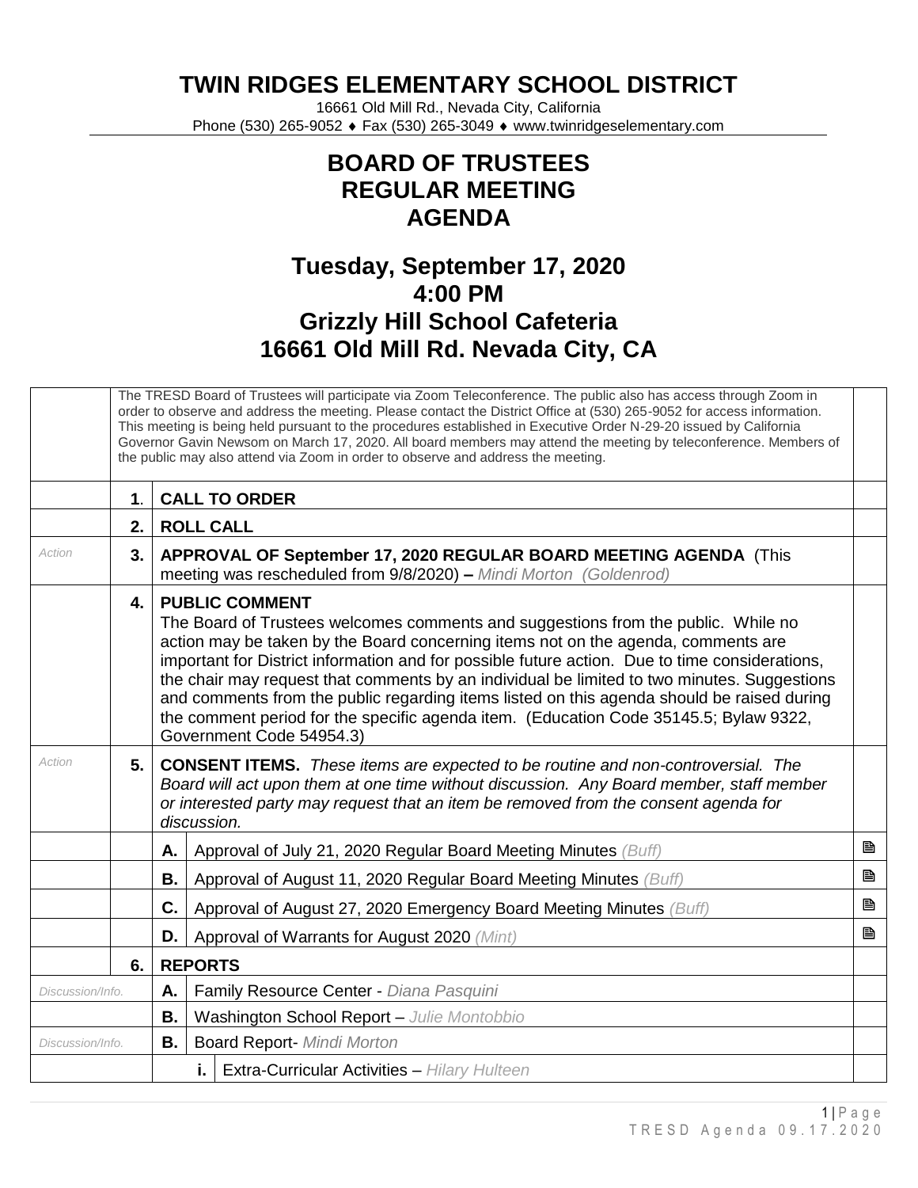# TWIN RIDGES ELEMENTARY SCHOOL DISTRICT

16661 Old Mill Rd., Nevada City, California
Phone (530) 265-9052 ♦ Fax (530) 265-3049 ♦ www.twinridgeselementary.com

## BOARD OF TRUSTEES
## REGULAR MEETING
## AGENDA

### Tuesday, September 17, 2020
### 4:00 PM
### Grizzly Hill School Cafeteria
### 16661 Old Mill Rd. Nevada City, CA

| | | | | | |
|---|---|---|---|---|---|
| | The TRESD Board of Trustees will participate via Zoom Teleconference. The public also has access through Zoom in order to observe and address the meeting. Please contact the District Office at (530) 265-9052 for access information. This meeting is being held pursuant to the procedures established in Executive Order N-29-20 issued by California Governor Gavin Newsom on March 17, 2020. All board members may attend the meeting by teleconference. Members of the public may also attend via Zoom in order to observe and address the meeting. | | | | |
| | **1**. | **CALL TO ORDER** | | | |
| | **2.** | **ROLL CALL** | | | |
| *Action* | **3.** | **APPROVAL OF September 17, 2020 REGULAR BOARD MEETING AGENDA** (This meeting was rescheduled from 9/8/2020) **–** *Mindi Morton (Goldenrod)* | | | |
| | **4.** | **PUBLIC COMMENT** The Board of Trustees welcomes comments and suggestions from the public. While no action may be taken by the Board concerning items not on the agenda, comments are important for District information and for possible future action. Due to time considerations, the chair may request that comments by an individual be limited to two minutes. Suggestions and comments from the public regarding items listed on this agenda should be raised during the comment period for the specific agenda item. (Education Code 35145.5; Bylaw 9322, Government Code 54954.3) | | | |
| *Action* | **5.** | **CONSENT ITEMS.** *These items are expected to be routine and non-controversial. The Board will act upon them at one time without discussion. Any Board member, staff member or interested party may request that an item be removed from the consent agenda for discussion.* | | | |
| | | **A.** | Approval of July 21, 2020 Regular Board Meeting Minutes *(Buff)* | | 🖹 |
| | | **B.** | Approval of August 11, 2020 Regular Board Meeting Minutes *(Buff)* | | 🖹 |
| | | **C.** | Approval of August 27, 2020 Emergency Board Meeting Minutes *(Buff)* | | 🖹 |
| | | **D.** | Approval of Warrants for August 2020 *(Mint)* | | 🖹 |
| | **6.** | **REPORTS** | | | |
| *Discussion/Info.* | | **A.** | Family Resource Center - *Diana Pasquini* | | |
| | | **B.** | Washington School Report – *Julie Montobbio* | | |
| *Discussion/Info.* | | **B.** | Board Report- *Mindi Morton* | | |
| | | | **i.** | Extra-Curricular Activities – *Hilary Hulteen* | |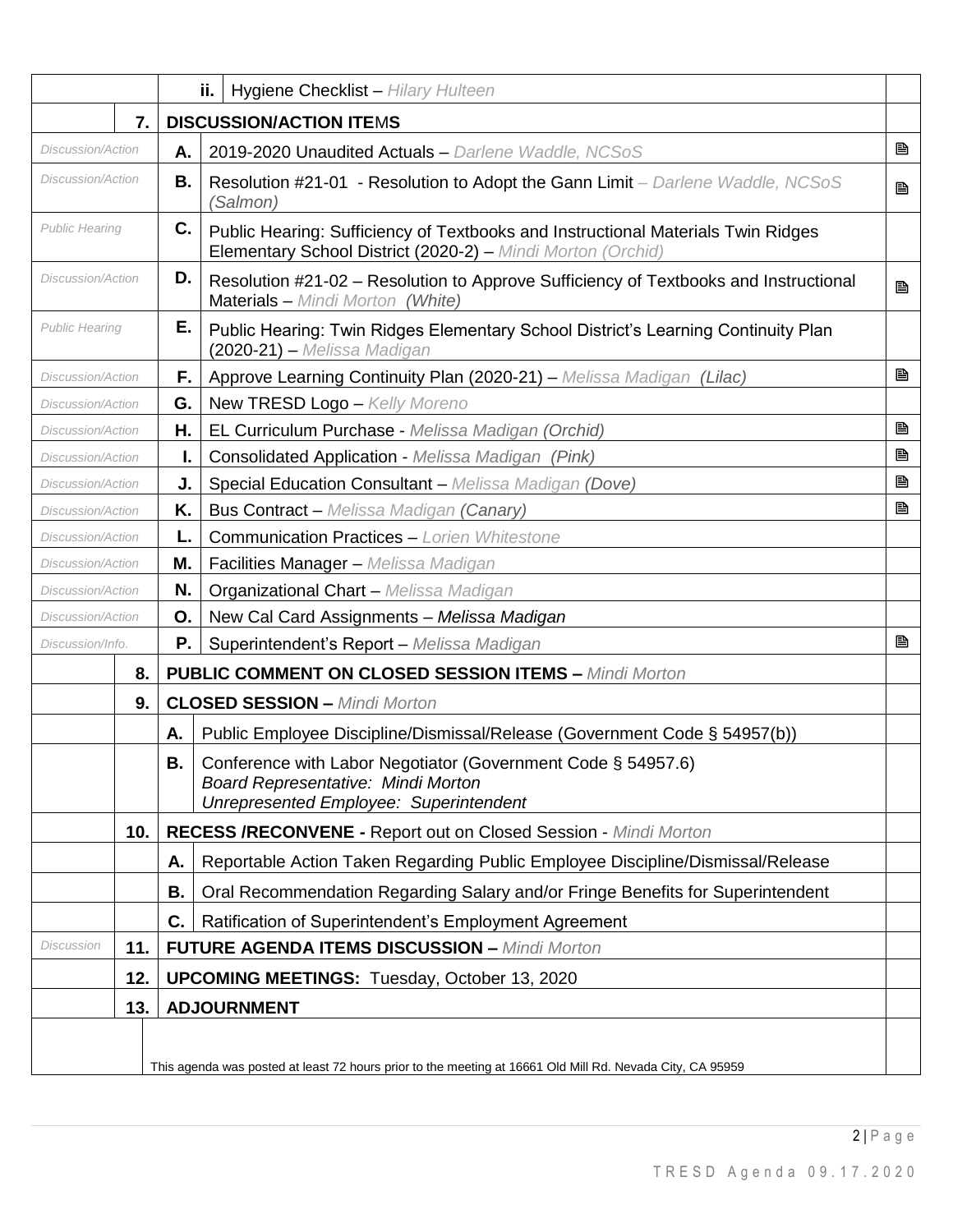| | | | | |
|---|---|---|---|---|
| | | ii. | Hygiene Checklist – *Hilary Hulteen* | |
| | 7. | **DISCUSSION/ACTION ITEMS** | | |
| *Discussion/Action* | | **A.** | 2019-2020 Unaudited Actuals – *Darlene Waddle, NCSoS* | 🖹 |
| *Discussion/Action* | | **B.** | Resolution #21-01 - Resolution to Adopt the Gann Limit – *Darlene Waddle, NCSoS (Salmon)* | 🖹 |
| *Public Hearing* | | **C.** | Public Hearing: Sufficiency of Textbooks and Instructional Materials Twin Ridges Elementary School District (2020-2) – *Mindi Morton (Orchid)* | |
| *Discussion/Action* | | **D.** | Resolution #21-02 – Resolution to Approve Sufficiency of Textbooks and Instructional Materials – *Mindi Morton (White)* | 🖹 |
| *Public Hearing* | | **E.** | Public Hearing: Twin Ridges Elementary School District's Learning Continuity Plan (2020-21) – *Melissa Madigan* | |
| *Discussion/Action* | | **F.** | Approve Learning Continuity Plan (2020-21) – *Melissa Madigan (Lilac)* | 🖹 |
| *Discussion/Action* | | **G.** | New TRESD Logo – *Kelly Moreno* | |
| *Discussion/Action* | | **H.** | EL Curriculum Purchase - *Melissa Madigan (Orchid)* | 🖹 |
| *Discussion/Action* | | **I.** | Consolidated Application - *Melissa Madigan (Pink)* | 🖹 |
| *Discussion/Action* | | **J.** | Special Education Consultant – *Melissa Madigan (Dove)* | 🖹 |
| *Discussion/Action* | | **K.** | Bus Contract – *Melissa Madigan (Canary)* | 🖹 |
| *Discussion/Action* | | **L.** | Communication Practices – *Lorien Whitestone* | |
| *Discussion/Action* | | **M.** | Facilities Manager – *Melissa Madigan* | |
| *Discussion/Action* | | **N.** | Organizational Chart – *Melissa Madigan* | |
| *Discussion/Action* | | **O.** | New Cal Card Assignments – *Melissa Madigan* | |
| *Discussion/Info.* | | **P.** | Superintendent's Report – *Melissa Madigan* | 🖹 |
| | 8. | **PUBLIC COMMENT ON CLOSED SESSION ITEMS –** *Mindi Morton* | | |
| | 9. | **CLOSED SESSION –** *Mindi Morton* | | |
| | | **A.** | Public Employee Discipline/Dismissal/Release (Government Code § 54957(b)) | |
| | | **B.** | Conference with Labor Negotiator (Government Code § 54957.6)<br>*Board Representative: Mindi Morton*<br>*Unrepresented Employee: Superintendent* | |
| | 10. | **RECESS /RECONVENE -** Report out on Closed Session - *Mindi Morton* | | |
| | | **A.** | Reportable Action Taken Regarding Public Employee Discipline/Dismissal/Release | |
| | | **B.** | Oral Recommendation Regarding Salary and/or Fringe Benefits for Superintendent | |
| | | **C.** | Ratification of Superintendent's Employment Agreement | |
| *Discussion* | 11. | **FUTURE AGENDA ITEMS DISCUSSION –** *Mindi Morton* | | |
| | 12. | **UPCOMING MEETINGS:** Tuesday, October 13, 2020 | | |
| | 13. | **ADJOURNMENT** | | |
| | This agenda was posted at least 72 hours prior to the meeting at 16661 Old Mill Rd. Nevada City, CA 95959 | | | |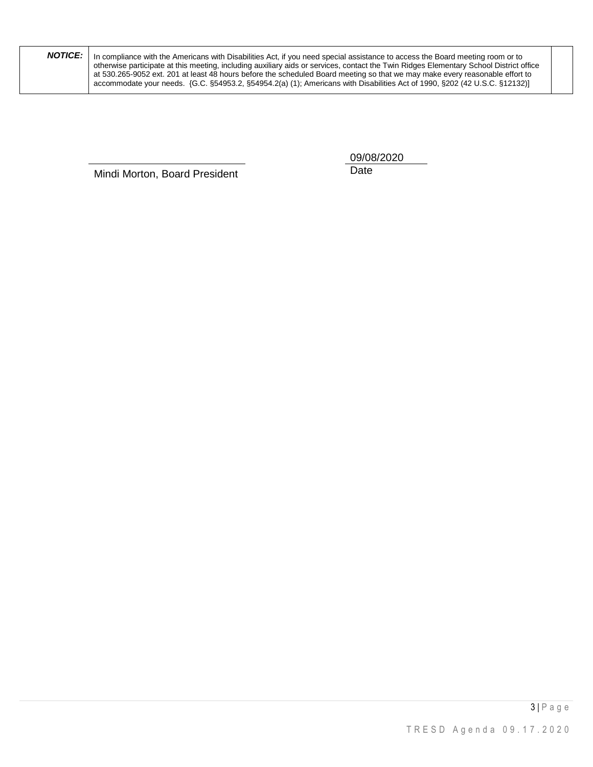| | | |
|---|---|---|
| ***NOTICE:*** | In compliance with the Americans with Disabilities Act, if you need special assistance to access the Board meeting room or to otherwise participate at this meeting, including auxiliary aids or services, contact the Twin Ridges Elementary School District office at 530.265-9052 ext. 201 at least 48 hours before the scheduled Board meeting so that we may make every reasonable effort to accommodate your needs. {G.C. §54953.2, §54954.2(a) (1); Americans with Disabilities Act of 1990, §202 (42 U.S.C. §12132)] | |

Mindi Morton, Board President

09/08/2020
Date